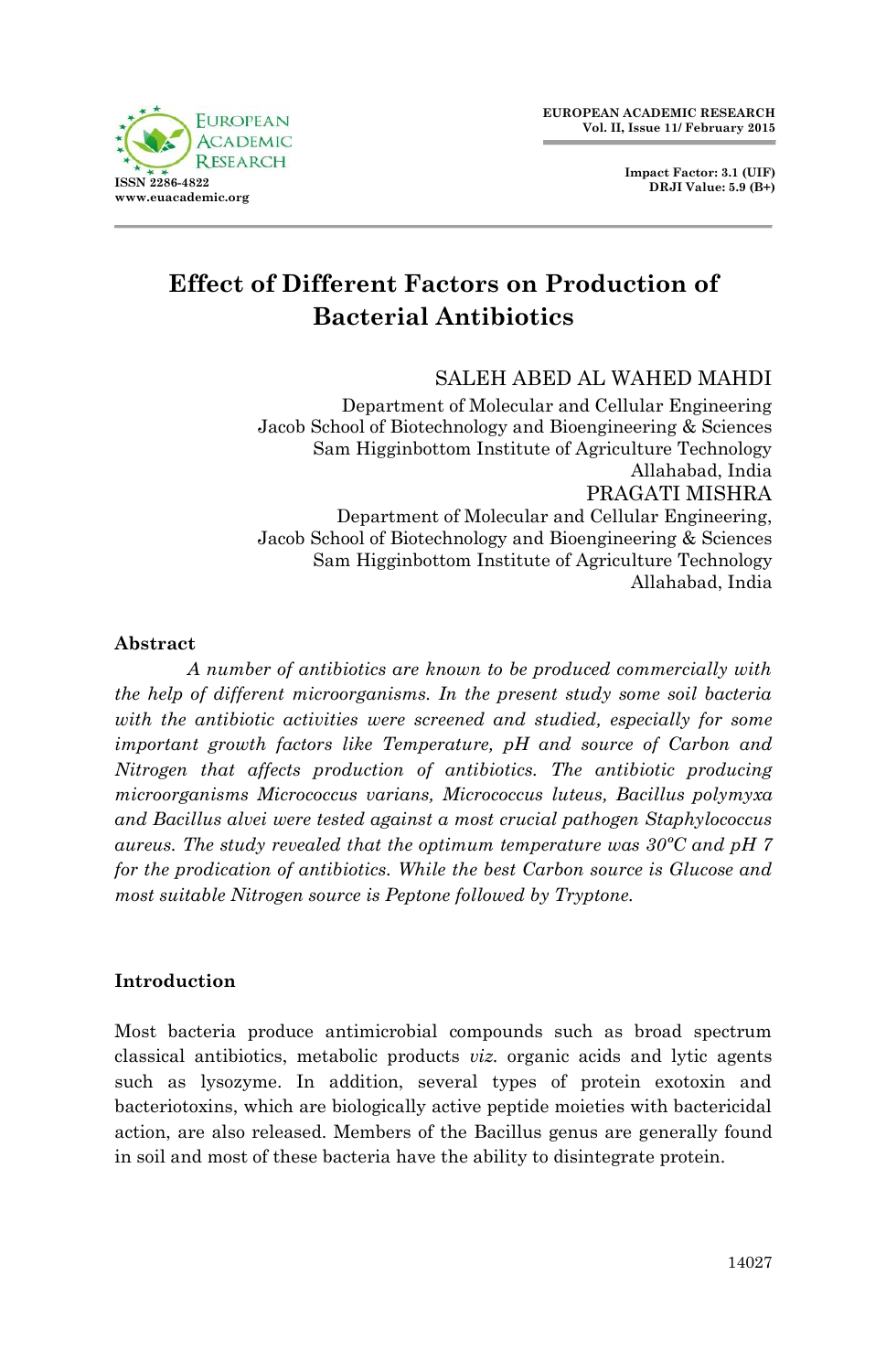# Effect of Different Factors on Production of Bacterial Antibiotics

SALEH ABED AL WAHED MAHDI
Department of Molecular and Cellular Engineering
Jacob School of Biotechnology and Bioengineering & Sciences
Sam Higginbottom Institute of Agriculture Technology
Allahabad, India

PRAGATI MISHRA
Department of Molecular and Cellular Engineering,
Jacob School of Biotechnology and Bioengineering & Sciences
Sam Higginbottom Institute of Agriculture Technology
Allahabad, India

## Abstract

*A number of antibiotics are known to be produced commercially with the help of different microorganisms. In the present study some soil bacteria with the antibiotic activities were screened and studied, especially for some important growth factors like Temperature, pH and source of Carbon and Nitrogen that affects production of antibiotics. The antibiotic producing microorganisms Micrococcus varians, Micrococcus luteus, Bacillus polymyxa and Bacillus alvei were tested against a most crucial pathogen Staphylococcus aureus. The study revealed that the optimum temperature was 30ºC and pH 7 for the prodication of antibiotics. While the best Carbon source is Glucose and most suitable Nitrogen source is Peptone followed by Tryptone.*

## Introduction

Most bacteria produce antimicrobial compounds such as broad spectrum classical antibiotics, metabolic products *viz.* organic acids and lytic agents such as lysozyme. In addition, several types of protein exotoxin and bacteriotoxins, which are biologically active peptide moieties with bactericidal action, are also released. Members of the Bacillus genus are generally found in soil and most of these bacteria have the ability to disintegrate protein.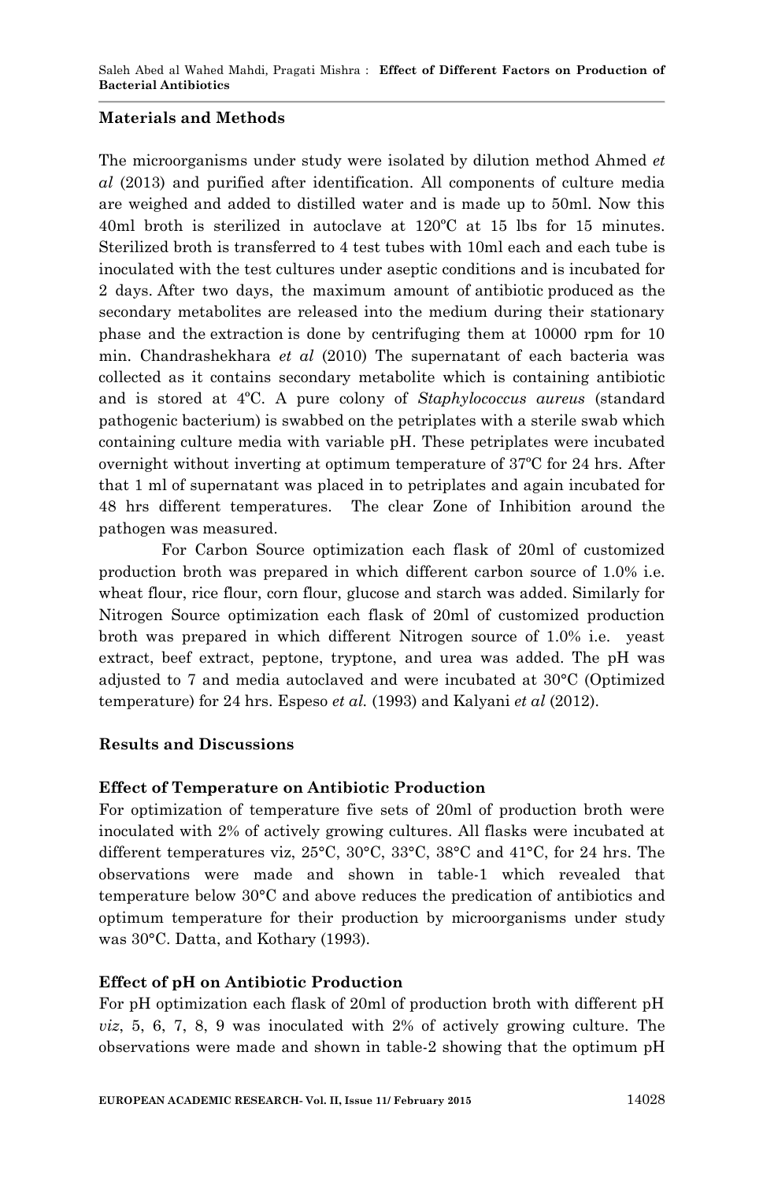## Materials and Methods

The microorganisms under study were isolated by dilution method Ahmed *et al* (2013) and purified after identification. All components of culture media are weighed and added to distilled water and is made up to 50ml. Now this 40ml broth is sterilized in autoclave at 120ºC at 15 lbs for 15 minutes. Sterilized broth is transferred to 4 test tubes with 10ml each and each tube is inoculated with the test cultures under aseptic conditions and is incubated for 2 days. After two days, the maximum amount of antibiotic produced as the secondary metabolites are released into the medium during their stationary phase and the extraction is done by centrifuging them at 10000 rpm for 10 min. Chandrashekhara *et al* (2010) The supernatant of each bacteria was collected as it contains secondary metabolite which is containing antibiotic and is stored at 4ºC. A pure colony of *Staphylococcus aureus* (standard pathogenic bacterium) is swabbed on the petriplates with a sterile swab which containing culture media with variable pH. These petriplates were incubated overnight without inverting at optimum temperature of 37ºC for 24 hrs. After that 1 ml of supernatant was placed in to petriplates and again incubated for 48 hrs different temperatures. The clear Zone of Inhibition around the pathogen was measured.

For Carbon Source optimization each flask of 20ml of customized production broth was prepared in which different carbon source of 1.0% i.e. wheat flour, rice flour, corn flour, glucose and starch was added. Similarly for Nitrogen Source optimization each flask of 20ml of customized production broth was prepared in which different Nitrogen source of 1.0% i.e. yeast extract, beef extract, peptone, tryptone, and urea was added. The pH was adjusted to 7 and media autoclaved and were incubated at 30°C (Optimized temperature) for 24 hrs. Espeso *et al.* (1993) and Kalyani *et al* (2012).

## Results and Discussions

### Effect of Temperature on Antibiotic Production

For optimization of temperature five sets of 20ml of production broth were inoculated with 2% of actively growing cultures. All flasks were incubated at different temperatures viz, 25°C, 30°C, 33°C, 38°C and 41°C, for 24 hrs. The observations were made and shown in table-1 which revealed that temperature below 30°C and above reduces the predication of antibiotics and optimum temperature for their production by microorganisms under study was 30°C. Datta, and Kothary (1993).

### Effect of pH on Antibiotic Production

For pH optimization each flask of 20ml of production broth with different pH *viz*, 5, 6, 7, 8, 9 was inoculated with 2% of actively growing culture. The observations were made and shown in table-2 showing that the optimum pH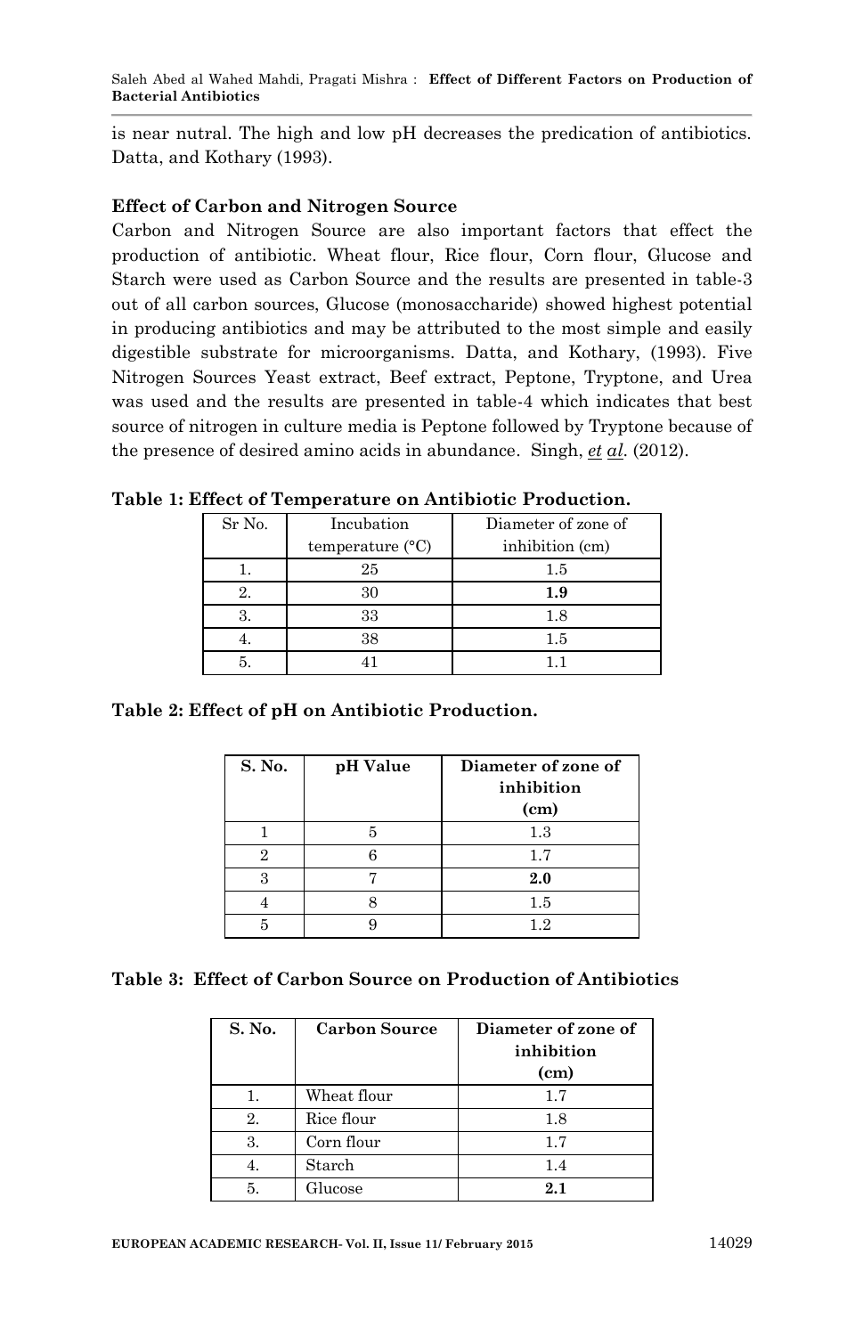is near nutral. The high and low pH decreases the predication of antibiotics. Datta, and Kothary (1993).

### Effect of Carbon and Nitrogen Source

Carbon and Nitrogen Source are also important factors that effect the production of antibiotic. Wheat flour, Rice flour, Corn flour, Glucose and Starch were used as Carbon Source and the results are presented in table-3 out of all carbon sources, Glucose (monosaccharide) showed highest potential in producing antibiotics and may be attributed to the most simple and easily digestible substrate for microorganisms. Datta, and Kothary, (1993). Five Nitrogen Sources Yeast extract, Beef extract, Peptone, Tryptone, and Urea was used and the results are presented in table-4 which indicates that best source of nitrogen in culture media is Peptone followed by Tryptone because of the presence of desired amino acids in abundance. Singh, *et al*. (2012).

**Table 1: Effect of Temperature on Antibiotic Production.**

| Sr No. | Incubation temperature (°C) | Diameter of zone of inhibition (cm) |
|---|---|---|
| 1. | 25 | 1.5 |
| 2. | 30 | **1.9** |
| 3. | 33 | 1.8 |
| 4. | 38 | 1.5 |
| 5. | 41 | 1.1 |

**Table 2: Effect of pH on Antibiotic Production.**

| S. No. | pH Value | Diameter of zone of inhibition (cm) |
|---|---|---|
| 1 | 5 | 1.3 |
| 2 | 6 | 1.7 |
| 3 | 7 | **2.0** |
| 4 | 8 | 1.5 |
| 5 | 9 | 1.2 |

**Table 3: Effect of Carbon Source on Production of Antibiotics**

| S. No. | Carbon Source | Diameter of zone of inhibition (cm) |
|---|---|---|
| 1. | Wheat flour | 1.7 |
| 2. | Rice flour | 1.8 |
| 3. | Corn flour | 1.7 |
| 4. | Starch | 1.4 |
| 5. | Glucose | **2.1** |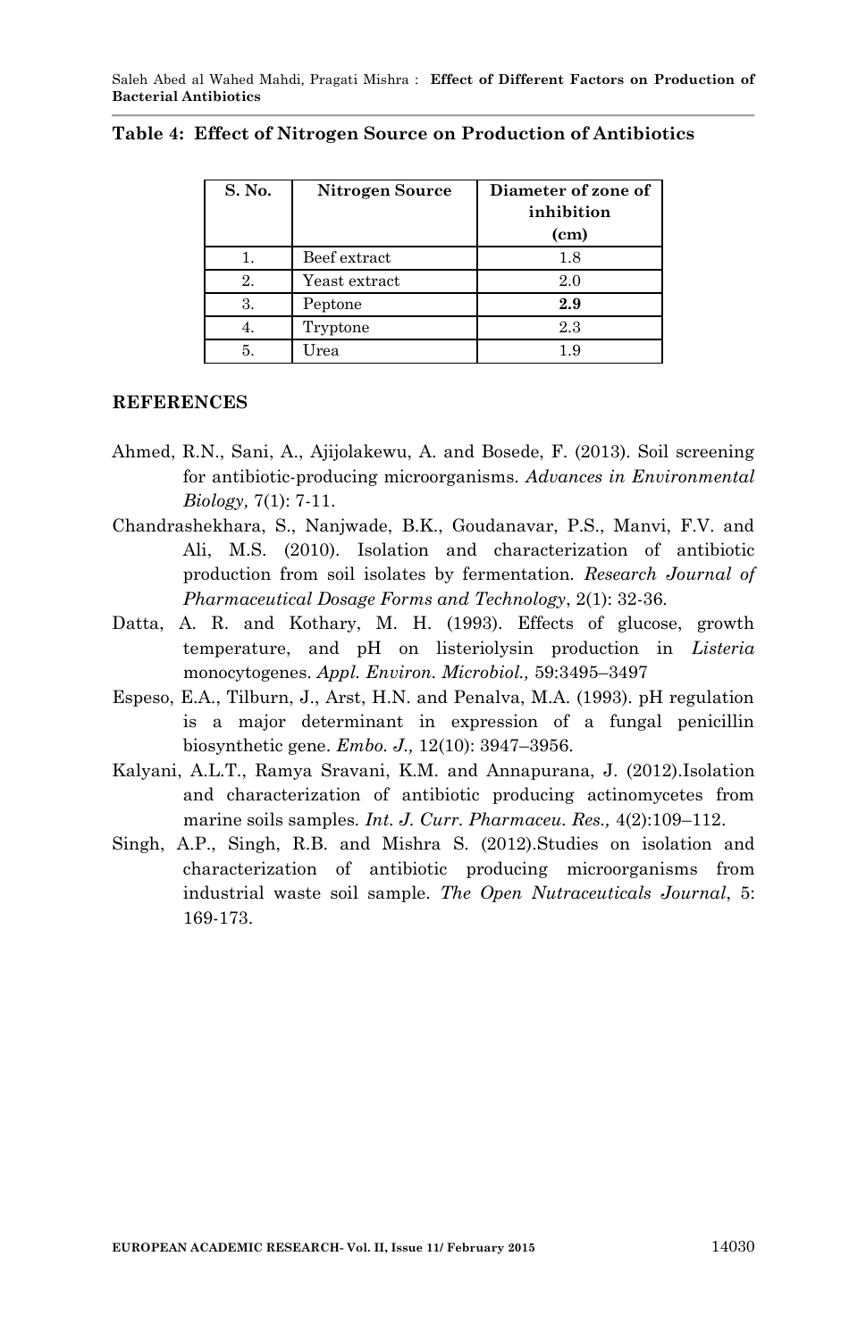**Table 4: Effect of Nitrogen Source on Production of Antibiotics**

| S. No. | Nitrogen Source | Diameter of zone of inhibition (cm) |
|---|---|---|
| 1. | Beef extract | 1.8 |
| 2. | Yeast extract | 2.0 |
| 3. | Peptone | **2.9** |
| 4. | Tryptone | 2.3 |
| 5. | Urea | 1.9 |

## REFERENCES

Ahmed, R.N., Sani, A., Ajijolakewu, A. and Bosede, F. (2013). Soil screening for antibiotic-producing microorganisms. *Advances in Environmental Biology,* 7(1): 7-11.

Chandrashekhara, S., Nanjwade, B.K., Goudanavar, P.S., Manvi, F.V. and Ali, M.S. (2010). Isolation and characterization of antibiotic production from soil isolates by fermentation. *Research Journal of Pharmaceutical Dosage Forms and Technology*, 2(1): 32-36.

Datta, A. R. and Kothary, M. H. (1993). Effects of glucose, growth temperature, and pH on listeriolysin production in *Listeria* monocytogenes. *Appl. Environ. Microbiol.,* 59:3495–3497

Espeso, E.A., Tilburn, J., Arst, H.N. and Penalva, M.A. (1993). pH regulation is a major determinant in expression of a fungal penicillin biosynthetic gene. *Embo. J.,* 12(10): 3947–3956.

Kalyani, A.L.T., Ramya Sravani, K.M. and Annapurana, J. (2012).Isolation and characterization of antibiotic producing actinomycetes from marine soils samples. *Int. J. Curr. Pharmaceu. Res.,* 4(2):109–112.

Singh, A.P., Singh, R.B. and Mishra S. (2012).Studies on isolation and characterization of antibiotic producing microorganisms from industrial waste soil sample. *The Open Nutraceuticals Journal*, 5: 169-173.